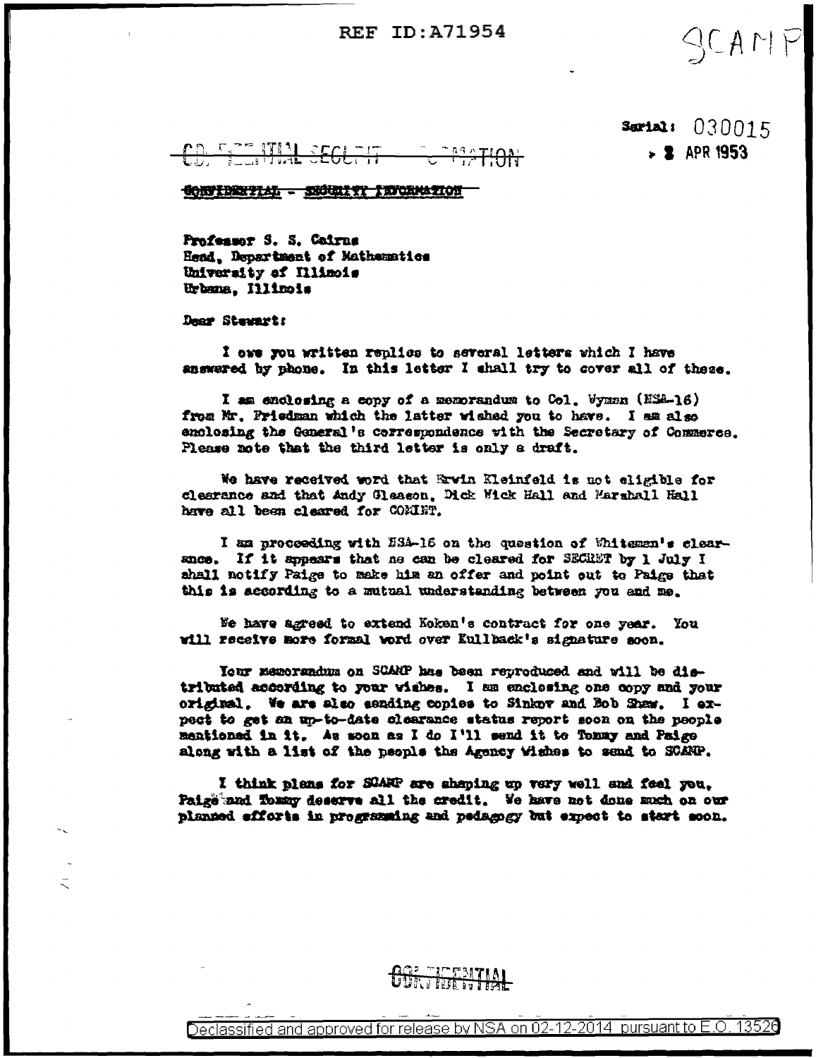REF ID:A71954

SCAMP

Serial: 030015
2 APR 1953

~~CONFIDENTIAL SECURITY INFORMATION~~

~~CONFIDENTIAL - SECURITY INFORMATION~~

Professor S. S. Cairns
Head, Department of Mathematics
University of Illinois
Urbana, Illinois

Dear Stewart:

I owe you written replies to several letters which I have answered by phone. In this letter I shall try to cover all of these.

I am enclosing a copy of a memorandum to Col. Wyman (NSA-16) from Mr. Friedman which the latter wished you to have. I am also enclosing the General's correspondence with the Secretary of Commerce. Please note that the third letter is only a draft.

We have received word that Erwin Kleinfeld is not eligible for clearance and that Andy Gleason, Dick Wick Hall and Marshall Hall have all been cleared for COMINT.

I am proceeding with NSA-16 on the question of Whiteman's clearance. If it appears that he can be cleared for SECRET by 1 July I shall notify Paige to make him an offer and point out to Paige that this is according to a mutual understanding between you and me.

We have agreed to extend Koken's contract for one year. You will receive more formal word over Kullback's signature soon.

Your memorandum on SCAMP has been reproduced and will be distributed according to your wishes. I am enclosing one copy and your original. We are also sending copies to Sinkov and Bob Shaw. I expect to get an up-to-date clearance status report soon on the people mentioned in it. As soon as I do I'll send it to Tommy and Paige along with a list of the people the Agency wishes to send to SCAMP.

I think plans for SCAMP are shaping up very well and feel you, Paige and Tommy deserve all the credit. We have not done much on our planned efforts in programming and pedagogy but expect to start soon.

~~CONFIDENTIAL~~

Declassified and approved for release by NSA on 02-12-2014 pursuant to E.O. 13526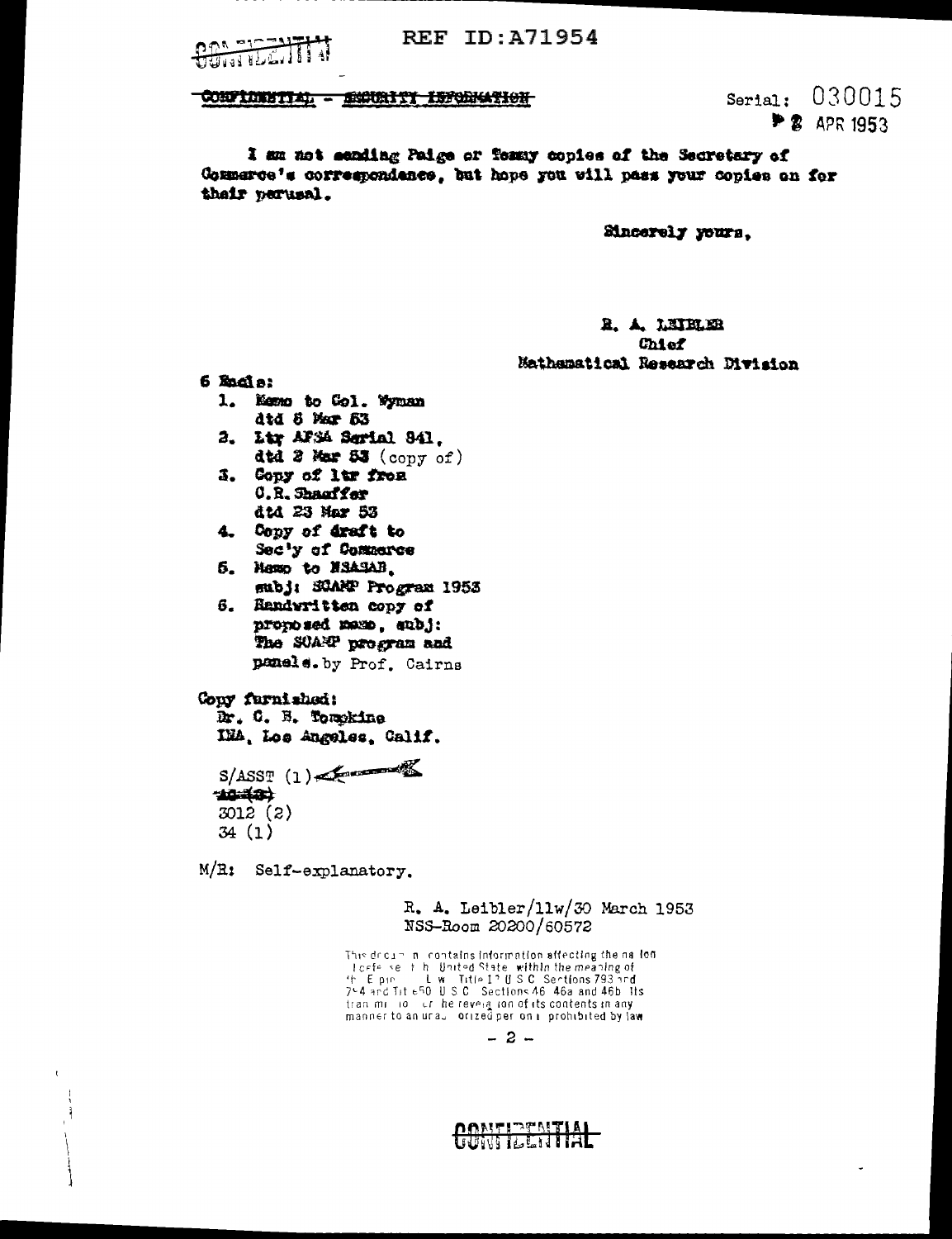CONFIDENTIAL

REF ID:A71954

CONFIDENTIAL - SECURITY INFORMATION

Serial: 030015
2 APR 1953

I am not sending Paige or Tommy copies of the Secretary of Commerce's correspondence, but hope you will pass your copies on for their perusal.

Sincerely yours,

R. A. LEIBLER
Chief
Mathematical Research Division

6 Incls:
1. Memo to Col. Wyman dtd 5 Mar 53
2. Ltr AFSA Serial 841, dtd 2 Mar 53 (copy of)
3. Copy of ltr from C.R. Shaeffer dtd 23 Mar 53
4. Copy of draft to Sec'y of Commerce
5. Memo to NSASAB, subj: SCAMP Program 1953
6. Handwritten copy of proposed memo, subj: The SCAMP program and panels. by Prof. Cairns

Copy furnished:
Dr. C. B. Tompkins
INA, Los Angeles, Calif.

S/ASST (1)
~~AG (3)~~
3012 (2)
34 (1)

M/R: Self-explanatory.

R. A. Leibler/llw/30 March 1953
NSS-Room 20200/60572

This document contains information affecting the national defense of the United States within the meaning of the Espionage Laws, Title 18 U.S.C. Sections 793 and 794 and Title 50 U.S.C. Sections 46, 46a and 46b. Its transmission or the revelation of its contents in any manner to an unauthorized person is prohibited by law.

CONFIDENTIAL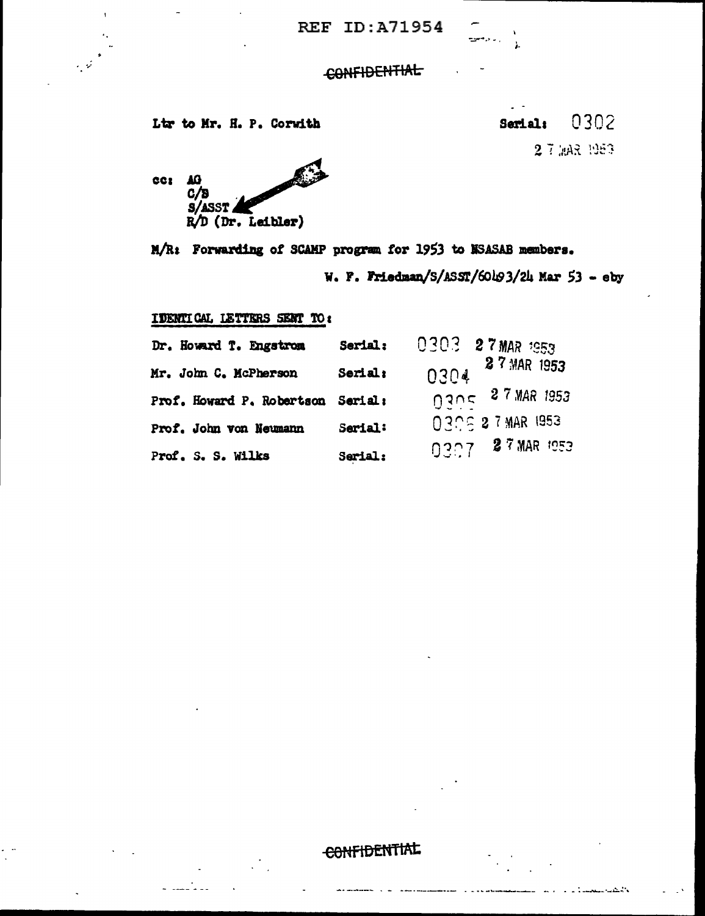REF ID:A71954

~~CONFIDENTIAL~~

Ltr to Mr. H. P. Corwith

Serial: 0302
27 MAR 1953

cc: AG
C/B
S/ASST
R/D (Dr. Leibler)

M/R: Forwarding of SCAMP program for 1953 to NSASAB members.

W. F. Friedman/S/ASST/60493/24 Mar 53 - eby

IDENTICAL LETTERS SENT TO:

| | | |
|---|---|---|
| Dr. Howard T. Engstrom | Serial: | 0303 27 MAR 1953 |
| Mr. John C. McPherson | Serial: | 0304 27 MAR 1953 |
| Prof. Howard P. Robertson | Serial: | 0305 27 MAR 1953 |
| Prof. John von Neumann | Serial: | 0306 27 MAR 1953 |
| Prof. S. S. Wilks | Serial: | 0307 27 MAR 1953 |

~~CONFIDENTIAL~~